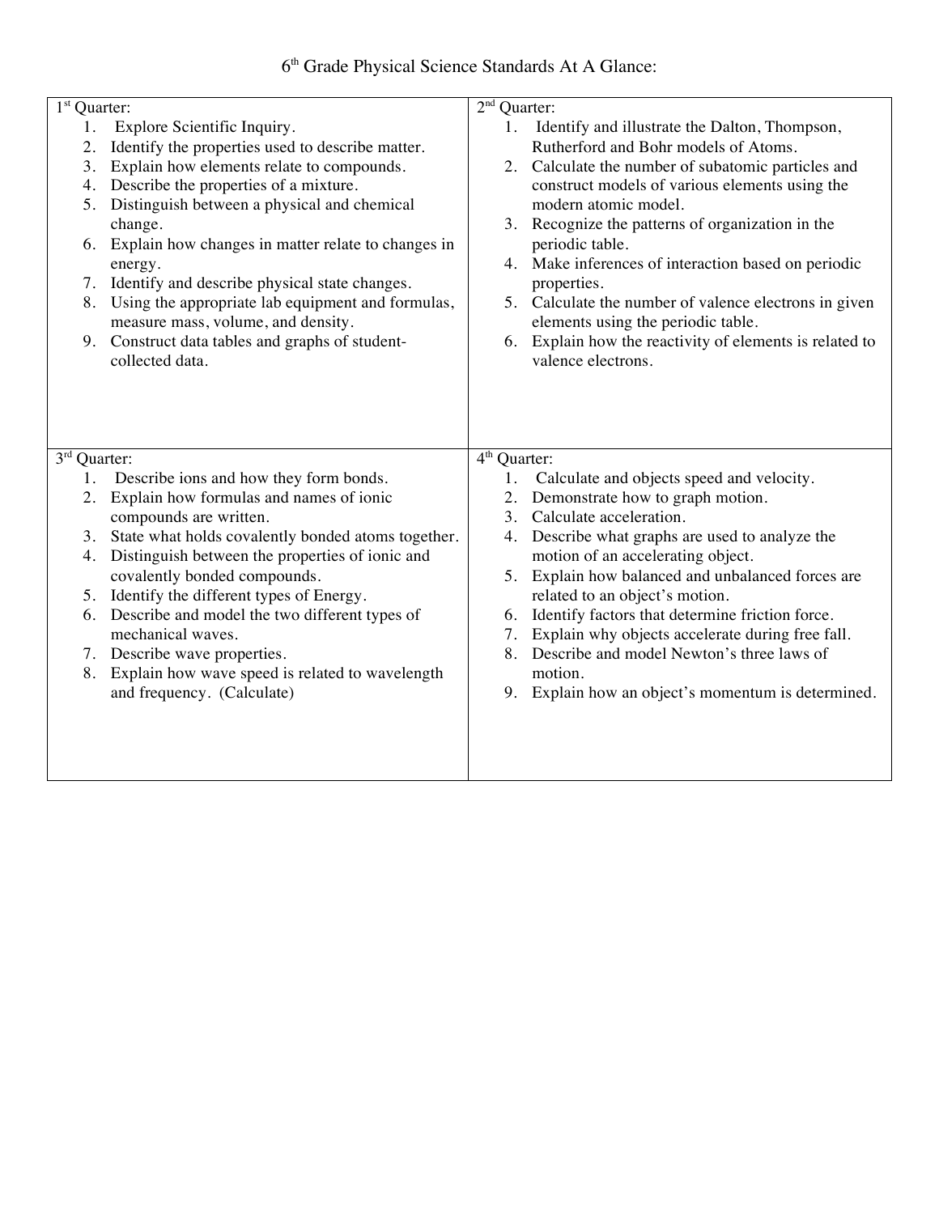# 6th Grade Physical Science Standards At A Glance:

## 1st Quarter:

1. Explore Scientific Inquiry.
2. Identify the properties used to describe matter.
3. Explain how elements relate to compounds.
4. Describe the properties of a mixture.
5. Distinguish between a physical and chemical change.
6. Explain how changes in matter relate to changes in energy.
7. Identify and describe physical state changes.
8. Using the appropriate lab equipment and formulas, measure mass, volume, and density.
9. Construct data tables and graphs of student-collected data.

## 2nd Quarter:

1. Identify and illustrate the Dalton, Thompson, Rutherford and Bohr models of Atoms.
2. Calculate the number of subatomic particles and construct models of various elements using the modern atomic model.
3. Recognize the patterns of organization in the periodic table.
4. Make inferences of interaction based on periodic properties.
5. Calculate the number of valence electrons in given elements using the periodic table.
6. Explain how the reactivity of elements is related to valence electrons.

## 3rd Quarter:

1. Describe ions and how they form bonds.
2. Explain how formulas and names of ionic compounds are written.
3. State what holds covalently bonded atoms together.
4. Distinguish between the properties of ionic and covalently bonded compounds.
5. Identify the different types of Energy.
6. Describe and model the two different types of mechanical waves.
7. Describe wave properties.
8. Explain how wave speed is related to wavelength and frequency. (Calculate)

## 4th Quarter:

1. Calculate and objects speed and velocity.
2. Demonstrate how to graph motion.
3. Calculate acceleration.
4. Describe what graphs are used to analyze the motion of an accelerating object.
5. Explain how balanced and unbalanced forces are related to an object's motion.
6. Identify factors that determine friction force.
7. Explain why objects accelerate during free fall.
8. Describe and model Newton's three laws of motion.
9. Explain how an object's momentum is determined.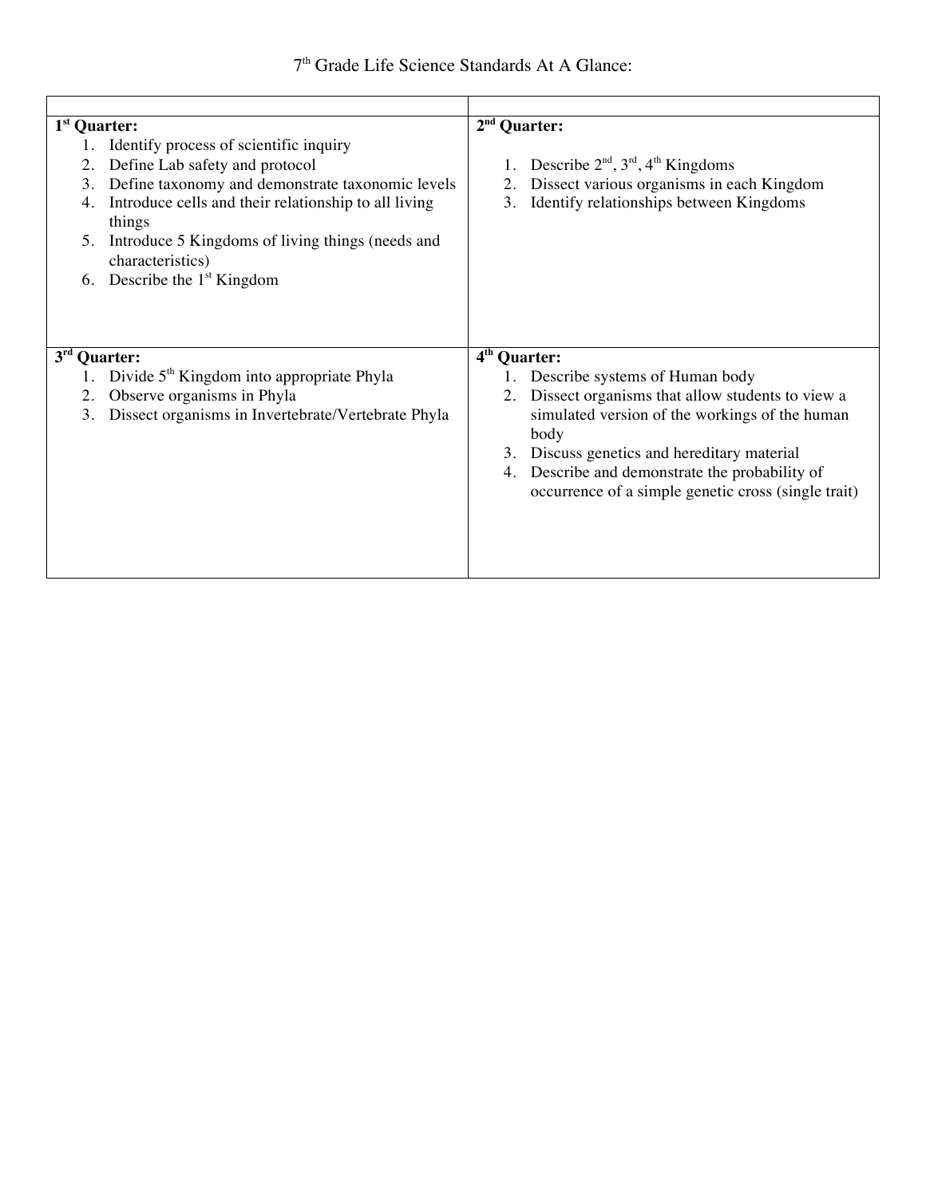7th Grade Life Science Standards At A Glance:

| | |
|---|---|
| **1st Quarter:**<br>1. Identify process of scientific inquiry<br>2. Define Lab safety and protocol<br>3. Define taxonomy and demonstrate taxonomic levels<br>4. Introduce cells and their relationship to all living things<br>5. Introduce 5 Kingdoms of living things (needs and characteristics)<br>6. Describe the 1st Kingdom | **2nd Quarter:**<br>1. Describe 2nd, 3rd, 4th Kingdoms<br>2. Dissect various organisms in each Kingdom<br>3. Identify relationships between Kingdoms |
| **3rd Quarter:**<br>1. Divide 5th Kingdom into appropriate Phyla<br>2. Observe organisms in Phyla<br>3. Dissect organisms in Invertebrate/Vertebrate Phyla | **4th Quarter:**<br>1. Describe systems of Human body<br>2. Dissect organisms that allow students to view a simulated version of the workings of the human body<br>3. Discuss genetics and hereditary material<br>4. Describe and demonstrate the probability of occurrence of a simple genetic cross (single trait) |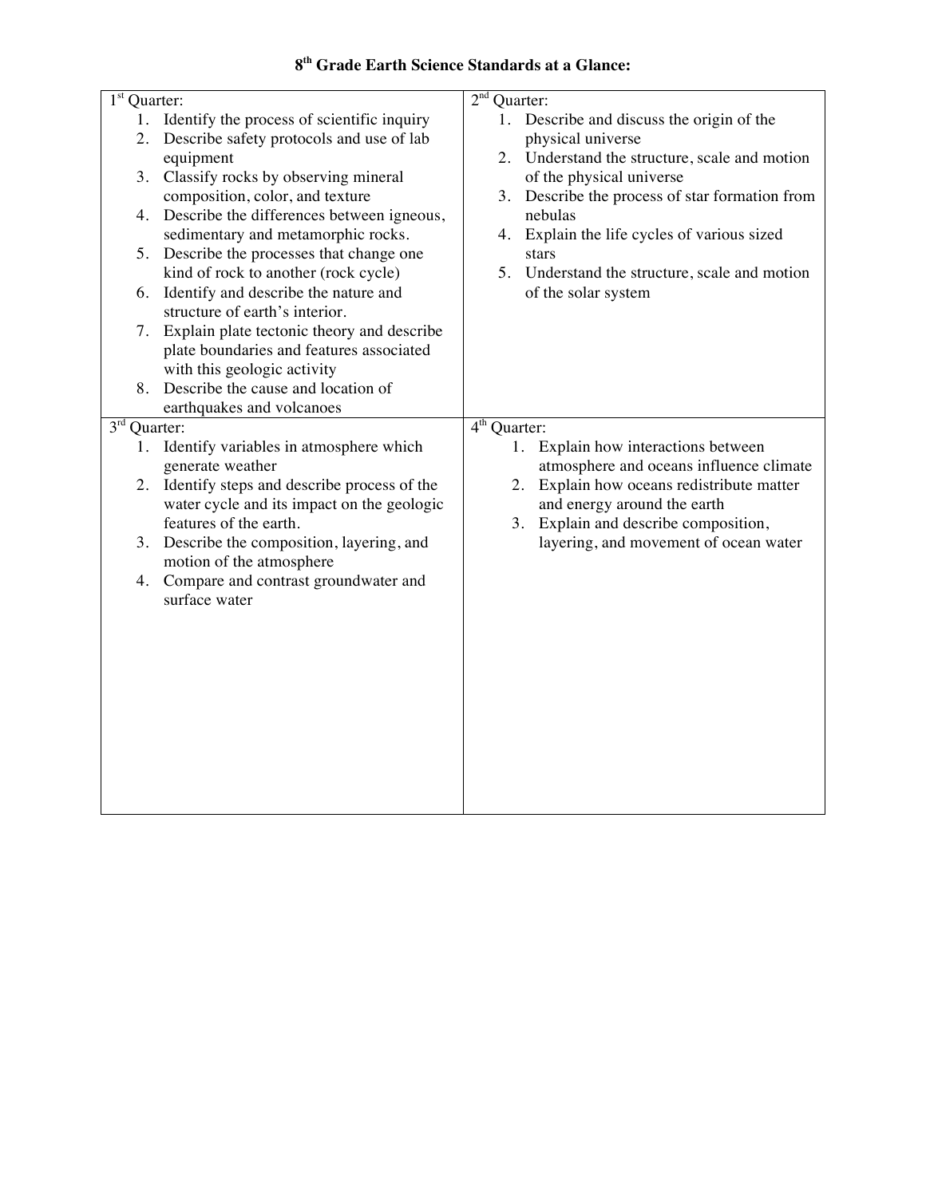# 8th Grade Earth Science Standards at a Glance:

| 1st Quarter: | 2nd Quarter: |
|---|---|
| 1. Identify the process of scientific inquiry<br>2. Describe safety protocols and use of lab equipment<br>3. Classify rocks by observing mineral composition, color, and texture<br>4. Describe the differences between igneous, sedimentary and metamorphic rocks.<br>5. Describe the processes that change one kind of rock to another (rock cycle)<br>6. Identify and describe the nature and structure of earth's interior.<br>7. Explain plate tectonic theory and describe plate boundaries and features associated with this geologic activity<br>8. Describe the cause and location of earthquakes and volcanoes | 1. Describe and discuss the origin of the physical universe<br>2. Understand the structure, scale and motion of the physical universe<br>3. Describe the process of star formation from nebulas<br>4. Explain the life cycles of various sized stars<br>5. Understand the structure, scale and motion of the solar system |
| **3rd Quarter:** | **4th Quarter:** |
| 1. Identify variables in atmosphere which generate weather<br>2. Identify steps and describe process of the water cycle and its impact on the geologic features of the earth.<br>3. Describe the composition, layering, and motion of the atmosphere<br>4. Compare and contrast groundwater and surface water | 1. Explain how interactions between atmosphere and oceans influence climate<br>2. Explain how oceans redistribute matter and energy around the earth<br>3. Explain and describe composition, layering, and movement of ocean water |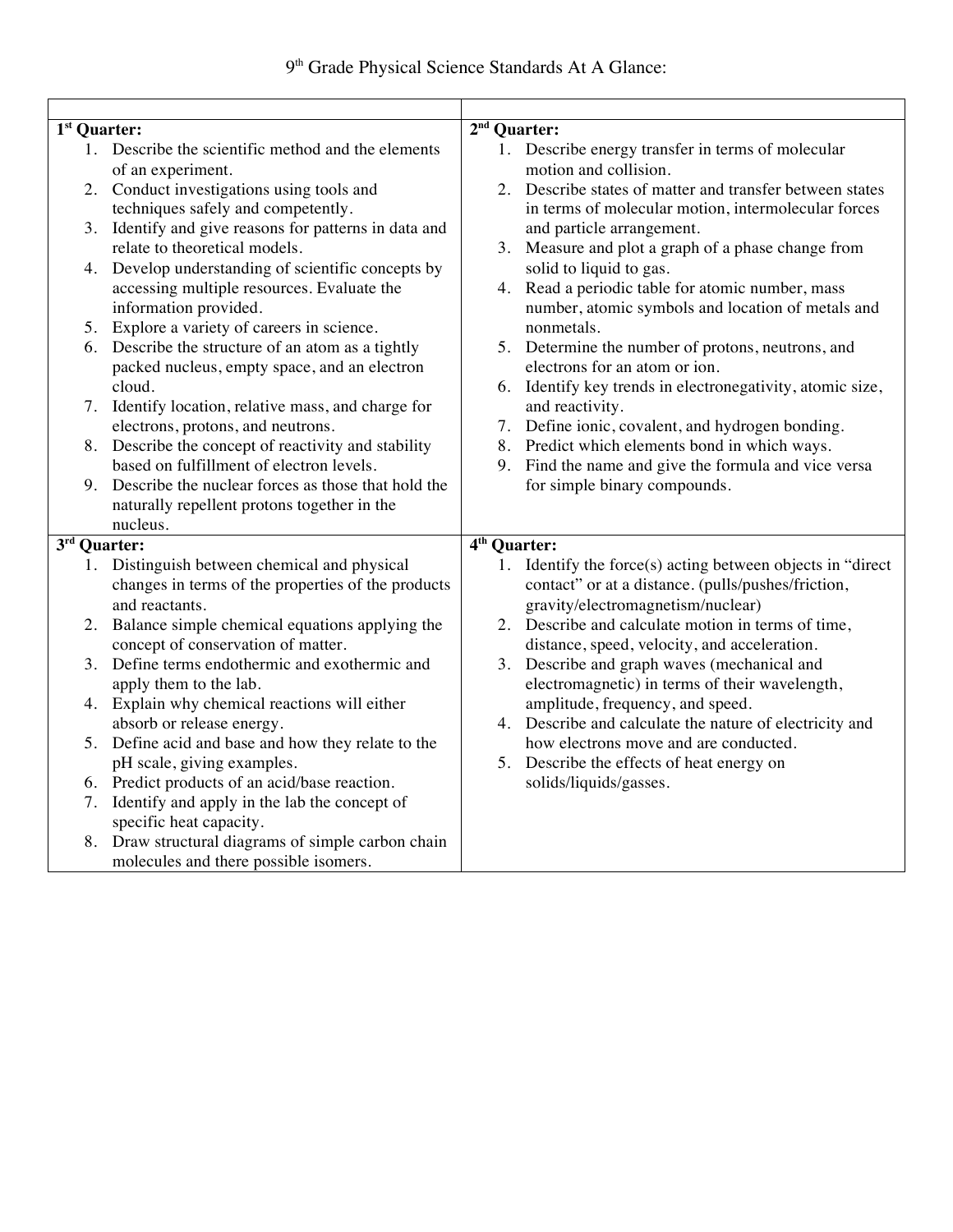# 9[th] Grade Physical Science Standards At A Glance:

| | |
|---|---|
| **1[st] Quarter:**<br>1. Describe the scientific method and the elements of an experiment.<br>2. Conduct investigations using tools and techniques safely and competently.<br>3. Identify and give reasons for patterns in data and relate to theoretical models.<br>4. Develop understanding of scientific concepts by accessing multiple resources. Evaluate the information provided.<br>5. Explore a variety of careers in science.<br>6. Describe the structure of an atom as a tightly packed nucleus, empty space, and an electron cloud.<br>7. Identify location, relative mass, and charge for electrons, protons, and neutrons.<br>8. Describe the concept of reactivity and stability based on fulfillment of electron levels.<br>9. Describe the nuclear forces as those that hold the naturally repellent protons together in the nucleus. | **2[nd] Quarter:**<br>1. Describe energy transfer in terms of molecular motion and collision.<br>2. Describe states of matter and transfer between states in terms of molecular motion, intermolecular forces and particle arrangement.<br>3. Measure and plot a graph of a phase change from solid to liquid to gas.<br>4. Read a periodic table for atomic number, mass number, atomic symbols and location of metals and nonmetals.<br>5. Determine the number of protons, neutrons, and electrons for an atom or ion.<br>6. Identify key trends in electronegativity, atomic size, and reactivity.<br>7. Define ionic, covalent, and hydrogen bonding.<br>8. Predict which elements bond in which ways.<br>9. Find the name and give the formula and vice versa for simple binary compounds. |
| **3[rd] Quarter:**<br>1. Distinguish between chemical and physical changes in terms of the properties of the products and reactants.<br>2. Balance simple chemical equations applying the concept of conservation of matter.<br>3. Define terms endothermic and exothermic and apply them to the lab.<br>4. Explain why chemical reactions will either absorb or release energy.<br>5. Define acid and base and how they relate to the pH scale, giving examples.<br>6. Predict products of an acid/base reaction.<br>7. Identify and apply in the lab the concept of specific heat capacity.<br>8. Draw structural diagrams of simple carbon chain molecules and there possible isomers. | **4[th] Quarter:**<br>1. Identify the force(s) acting between objects in "direct contact" or at a distance. (pulls/pushes/friction, gravity/electromagnetism/nuclear)<br>2. Describe and calculate motion in terms of time, distance, speed, velocity, and acceleration.<br>3. Describe and graph waves (mechanical and electromagnetic) in terms of their wavelength, amplitude, frequency, and speed.<br>4. Describe and calculate the nature of electricity and how electrons move and are conducted.<br>5. Describe the effects of heat energy on solids/liquids/gasses. |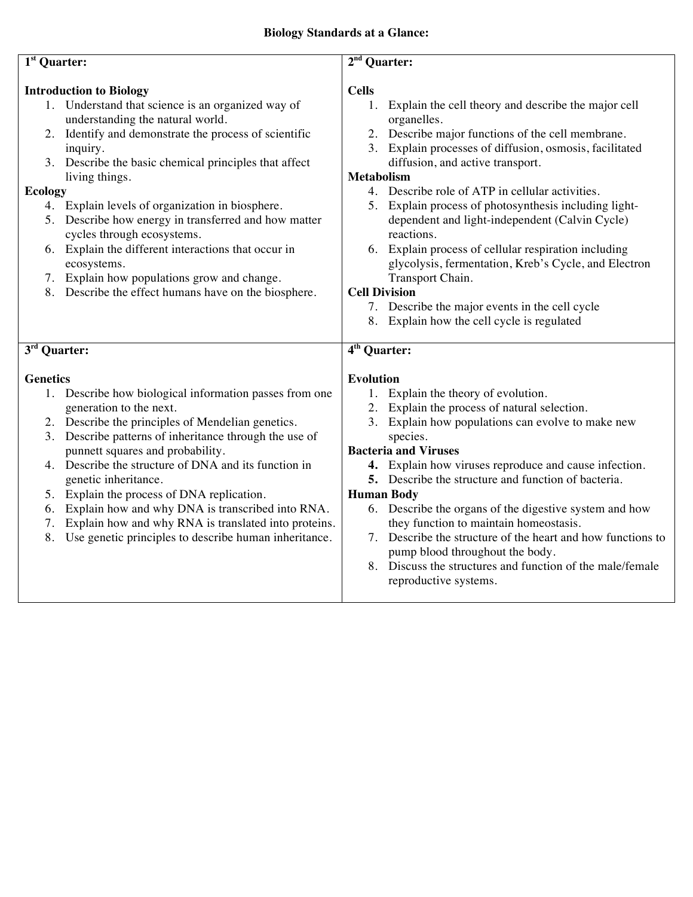# Biology Standards at a Glance:

## 1st Quarter:

**Introduction to Biology**

1. Understand that science is an organized way of understanding the natural world.
2. Identify and demonstrate the process of scientific inquiry.
3. Describe the basic chemical principles that affect living things.

**Ecology**

4. Explain levels of organization in biosphere.
5. Describe how energy in transferred and how matter cycles through ecosystems.
6. Explain the different interactions that occur in ecosystems.
7. Explain how populations grow and change.
8. Describe the effect humans have on the biosphere.

## 2nd Quarter:

**Cells**

1. Explain the cell theory and describe the major cell organelles.
2. Describe major functions of the cell membrane.
3. Explain processes of diffusion, osmosis, facilitated diffusion, and active transport.

**Metabolism**

4. Describe role of ATP in cellular activities.
5. Explain process of photosynthesis including light-dependent and light-independent (Calvin Cycle) reactions.
6. Explain process of cellular respiration including glycolysis, fermentation, Kreb's Cycle, and Electron Transport Chain.

**Cell Division**

7. Describe the major events in the cell cycle
8. Explain how the cell cycle is regulated

## 3rd Quarter:

**Genetics**

1. Describe how biological information passes from one generation to the next.
2. Describe the principles of Mendelian genetics.
3. Describe patterns of inheritance through the use of punnett squares and probability.
4. Describe the structure of DNA and its function in genetic inheritance.
5. Explain the process of DNA replication.
6. Explain how and why DNA is transcribed into RNA.
7. Explain how and why RNA is translated into proteins.
8. Use genetic principles to describe human inheritance.

## 4th Quarter:

**Evolution**

1. Explain the theory of evolution.
2. Explain the process of natural selection.
3. Explain how populations can evolve to make new species.

**Bacteria and Viruses**

4. Explain how viruses reproduce and cause infection.
5. Describe the structure and function of bacteria.

**Human Body**

6. Describe the organs of the digestive system and how they function to maintain homeostasis.
7. Describe the structure of the heart and how functions to pump blood throughout the body.
8. Discuss the structures and function of the male/female reproductive systems.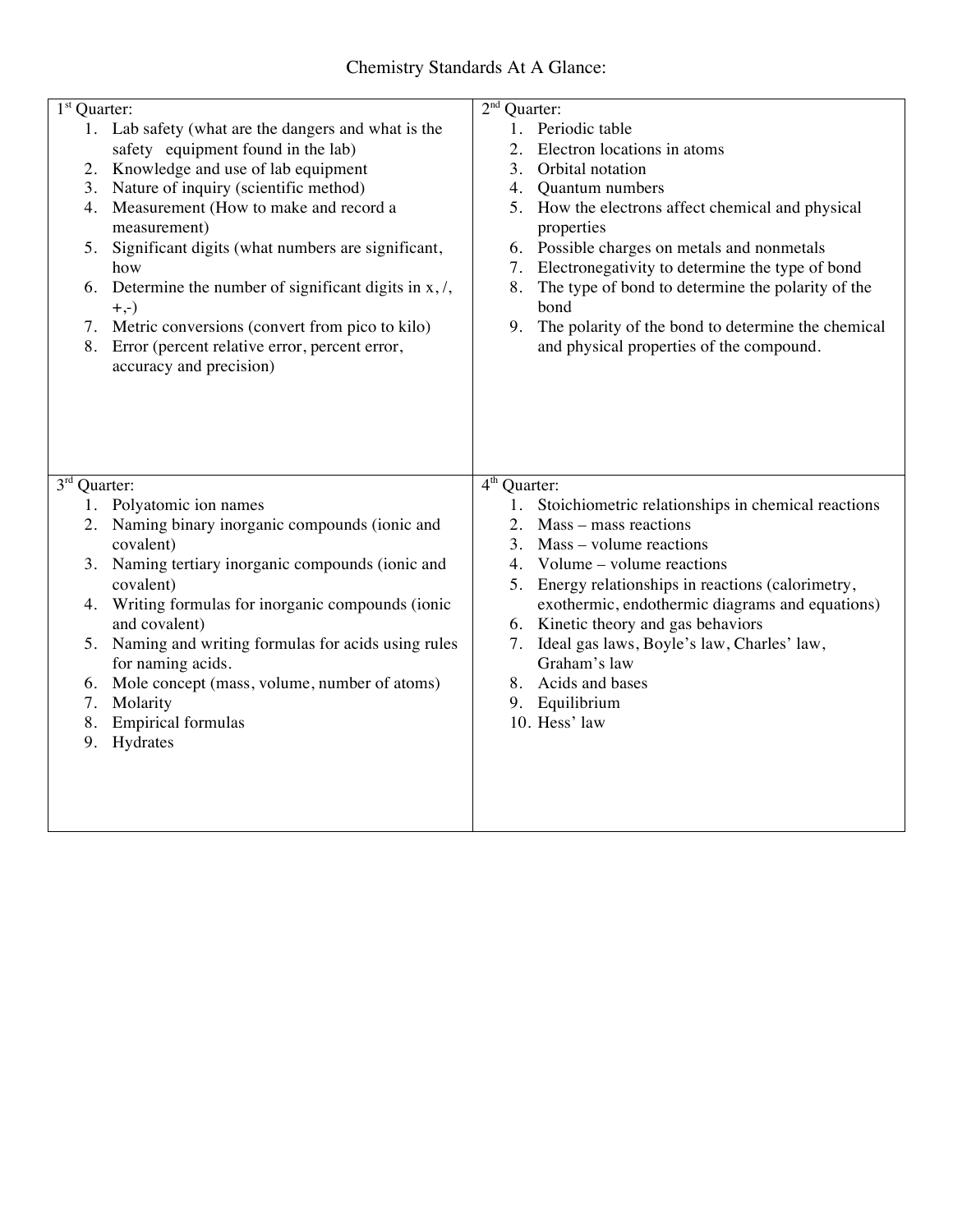# Chemistry Standards At A Glance:

## 1st Quarter:

1. Lab safety (what are the dangers and what is the safety equipment found in the lab)
2. Knowledge and use of lab equipment
3. Nature of inquiry (scientific method)
4. Measurement (How to make and record a measurement)
5. Significant digits (what numbers are significant, how
6. Determine the number of significant digits in x, /, +,-)
7. Metric conversions (convert from pico to kilo)
8. Error (percent relative error, percent error, accuracy and precision)

## 2nd Quarter:

1. Periodic table
2. Electron locations in atoms
3. Orbital notation
4. Quantum numbers
5. How the electrons affect chemical and physical properties
6. Possible charges on metals and nonmetals
7. Electronegativity to determine the type of bond
8. The type of bond to determine the polarity of the bond
9. The polarity of the bond to determine the chemical and physical properties of the compound.

## 3rd Quarter:

1. Polyatomic ion names
2. Naming binary inorganic compounds (ionic and covalent)
3. Naming tertiary inorganic compounds (ionic and covalent)
4. Writing formulas for inorganic compounds (ionic and covalent)
5. Naming and writing formulas for acids using rules for naming acids.
6. Mole concept (mass, volume, number of atoms)
7. Molarity
8. Empirical formulas
9. Hydrates

## 4th Quarter:

1. Stoichiometric relationships in chemical reactions
2. Mass – mass reactions
3. Mass – volume reactions
4. Volume – volume reactions
5. Energy relationships in reactions (calorimetry, exothermic, endothermic diagrams and equations)
6. Kinetic theory and gas behaviors
7. Ideal gas laws, Boyle's law, Charles' law, Graham's law
8. Acids and bases
9. Equilibrium
10. Hess' law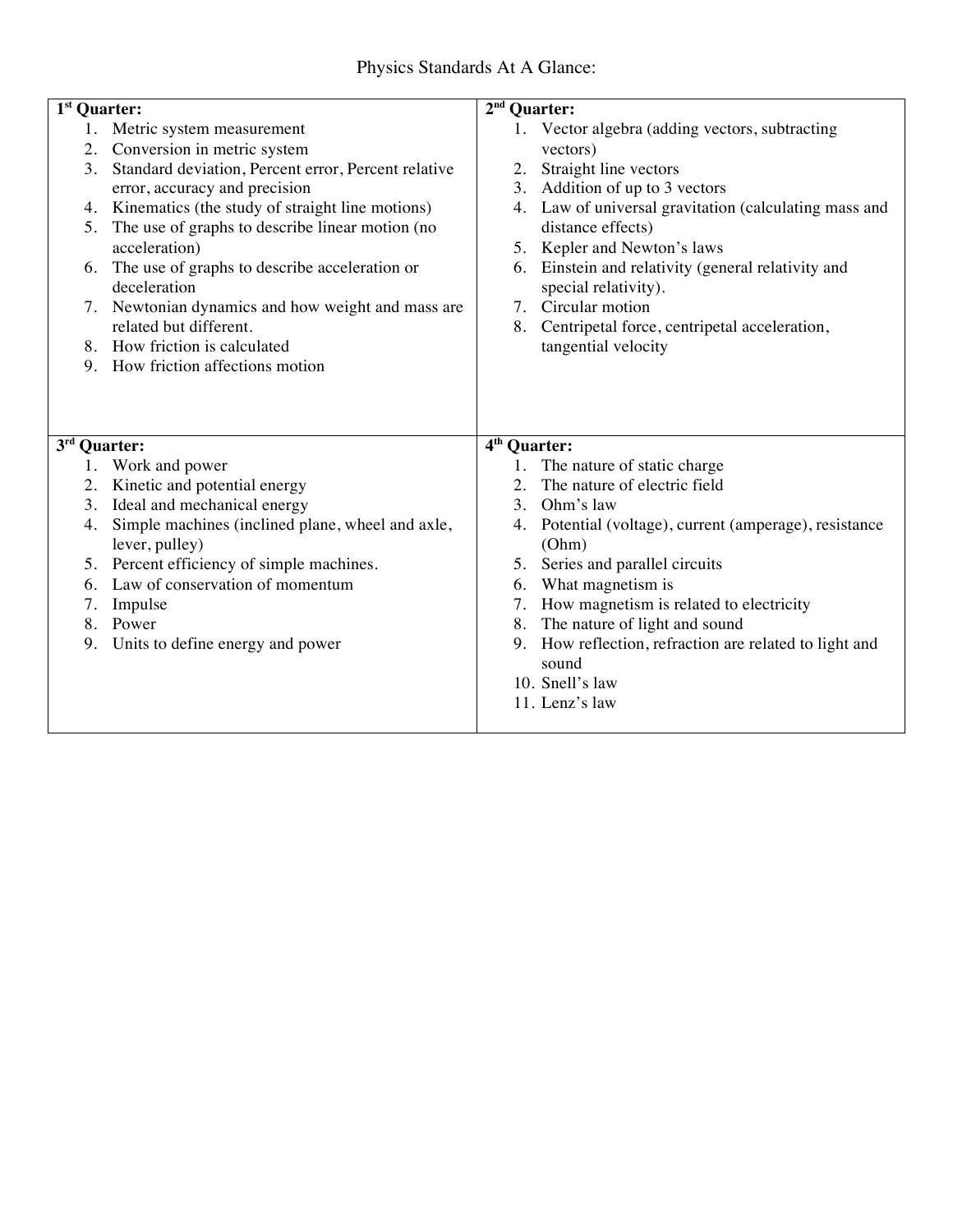# Physics Standards At A Glance:

| **1st Quarter:** | **2nd Quarter:** |
| --- | --- |
| 1. Metric system measurement<br>2. Conversion in metric system<br>3. Standard deviation, Percent error, Percent relative error, accuracy and precision<br>4. Kinematics (the study of straight line motions)<br>5. The use of graphs to describe linear motion (no acceleration)<br>6. The use of graphs to describe acceleration or deceleration<br>7. Newtonian dynamics and how weight and mass are related but different.<br>8. How friction is calculated<br>9. How friction affections motion | 1. Vector algebra (adding vectors, subtracting vectors)<br>2. Straight line vectors<br>3. Addition of up to 3 vectors<br>4. Law of universal gravitation (calculating mass and distance effects)<br>5. Kepler and Newton's laws<br>6. Einstein and relativity (general relativity and special relativity).<br>7. Circular motion<br>8. Centripetal force, centripetal acceleration, tangential velocity |
| **3rd Quarter:**<br>1. Work and power<br>2. Kinetic and potential energy<br>3. Ideal and mechanical energy<br>4. Simple machines (inclined plane, wheel and axle, lever, pulley)<br>5. Percent efficiency of simple machines.<br>6. Law of conservation of momentum<br>7. Impulse<br>8. Power<br>9. Units to define energy and power | **4th Quarter:**<br>1. The nature of static charge<br>2. The nature of electric field<br>3. Ohm's law<br>4. Potential (voltage), current (amperage), resistance (Ohm)<br>5. Series and parallel circuits<br>6. What magnetism is<br>7. How magnetism is related to electricity<br>8. The nature of light and sound<br>9. How reflection, refraction are related to light and sound<br>10. Snell's law<br>11. Lenz's law |